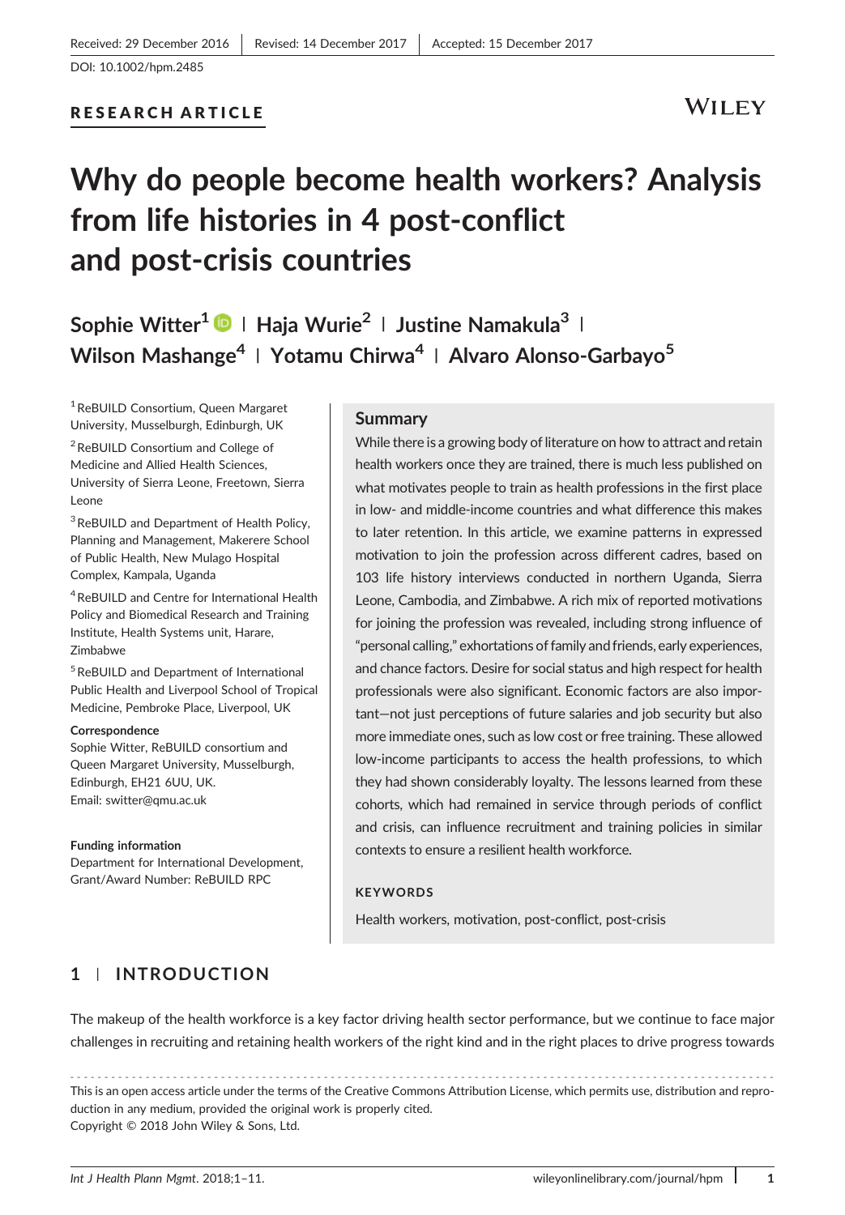Received: 29 December 2016 | Revised: 14 December 2017 | Accepted: 15 December 2017

DOI: 10.1002/hpm.2485

RESEARCH ARTICLE

# Why do people become health workers? Analysis from life histories in 4 post-conflict and post-crisis countries

**Sophie Witter[1] | Haja Wurie[2] | Justine Namakula[3] | Wilson Mashange[4] | Yotamu Chirwa[4] | Alvaro Alonso-Garbayo[5]**

[1] ReBUILD Consortium, Queen Margaret University, Musselburgh, Edinburgh, UK

[2] ReBUILD Consortium and College of Medicine and Allied Health Sciences, University of Sierra Leone, Freetown, Sierra Leone

[3] ReBUILD and Department of Health Policy, Planning and Management, Makerere School of Public Health, New Mulago Hospital Complex, Kampala, Uganda

[4] ReBUILD and Centre for International Health Policy and Biomedical Research and Training Institute, Health Systems unit, Harare, Zimbabwe

[5] ReBUILD and Department of International Public Health and Liverpool School of Tropical Medicine, Pembroke Place, Liverpool, UK

**Correspondence**
Sophie Witter, ReBUILD consortium and Queen Margaret University, Musselburgh, Edinburgh, EH21 6UU, UK.
Email: switter@qmu.ac.uk

**Funding information**
Department for International Development, Grant/Award Number: ReBUILD RPC

## Summary

While there is a growing body of literature on how to attract and retain health workers once they are trained, there is much less published on what motivates people to train as health professions in the first place in low- and middle-income countries and what difference this makes to later retention. In this article, we examine patterns in expressed motivation to join the profession across different cadres, based on 103 life history interviews conducted in northern Uganda, Sierra Leone, Cambodia, and Zimbabwe. A rich mix of reported motivations for joining the profession was revealed, including strong influence of "personal calling," exhortations of family and friends, early experiences, and chance factors. Desire for social status and high respect for health professionals were also significant. Economic factors are also important—not just perceptions of future salaries and job security but also more immediate ones, such as low cost or free training. These allowed low-income participants to access the health professions, to which they had shown considerably loyalty. The lessons learned from these cohorts, which had remained in service through periods of conflict and crisis, can influence recruitment and training policies in similar contexts to ensure a resilient health workforce.

**KEYWORDS**

Health workers, motivation, post-conflict, post-crisis

## 1 | INTRODUCTION

The makeup of the health workforce is a key factor driving health sector performance, but we continue to face major challenges in recruiting and retaining health workers of the right kind and in the right places to drive progress towards

This is an open access article under the terms of the Creative Commons Attribution License, which permits use, distribution and reproduction in any medium, provided the original work is properly cited.
Copyright © 2018 John Wiley & Sons, Ltd.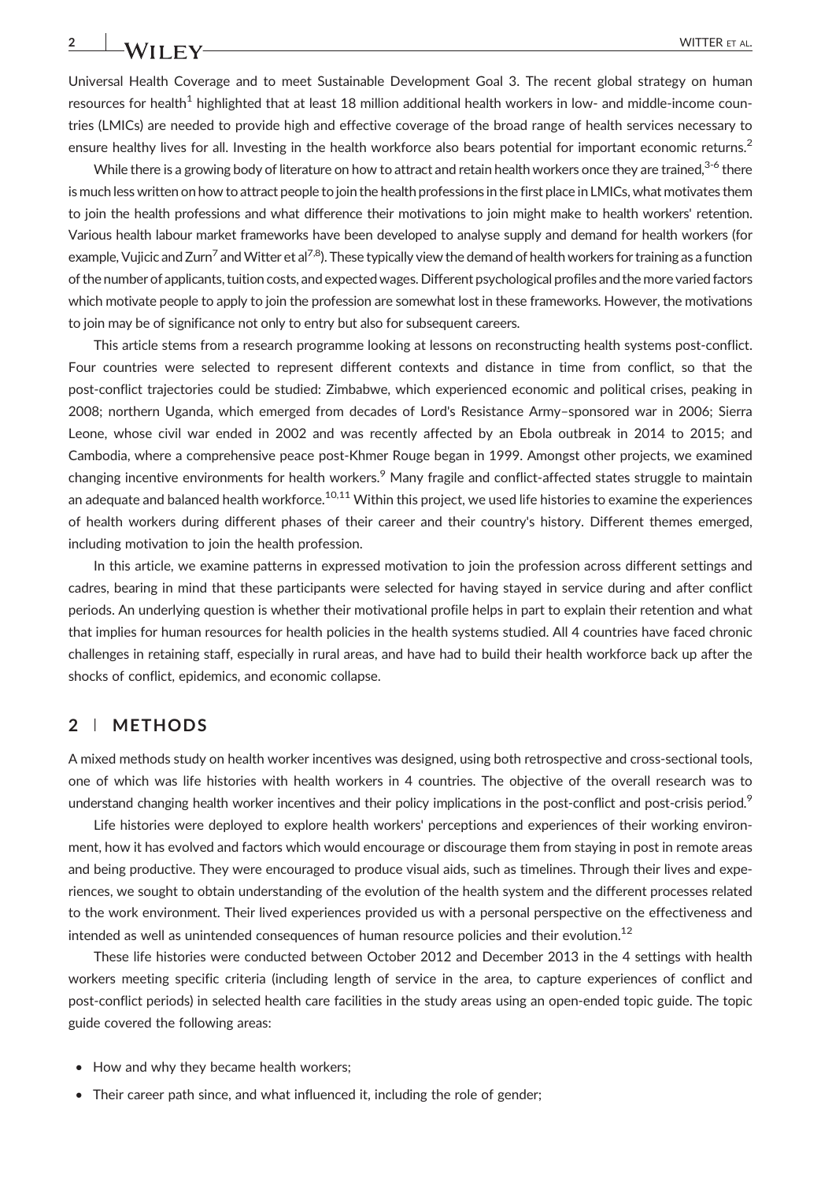Universal Health Coverage and to meet Sustainable Development Goal 3. The recent global strategy on human resources for health[1] highlighted that at least 18 million additional health workers in low- and middle-income countries (LMICs) are needed to provide high and effective coverage of the broad range of health services necessary to ensure healthy lives for all. Investing in the health workforce also bears potential for important economic returns.[2]

While there is a growing body of literature on how to attract and retain health workers once they are trained,[3-6] there is much less written on how to attract people to join the health professions in the first place in LMICs, what motivates them to join the health professions and what difference their motivations to join might make to health workers' retention. Various health labour market frameworks have been developed to analyse supply and demand for health workers (for example, Vujicic and Zurn[7] and Witter et al[7,8]). These typically view the demand of health workers for training as a function of the number of applicants, tuition costs, and expected wages. Different psychological profiles and the more varied factors which motivate people to apply to join the profession are somewhat lost in these frameworks. However, the motivations to join may be of significance not only to entry but also for subsequent careers.

This article stems from a research programme looking at lessons on reconstructing health systems post-conflict. Four countries were selected to represent different contexts and distance in time from conflict, so that the post-conflict trajectories could be studied: Zimbabwe, which experienced economic and political crises, peaking in 2008; northern Uganda, which emerged from decades of Lord's Resistance Army–sponsored war in 2006; Sierra Leone, whose civil war ended in 2002 and was recently affected by an Ebola outbreak in 2014 to 2015; and Cambodia, where a comprehensive peace post-Khmer Rouge began in 1999. Amongst other projects, we examined changing incentive environments for health workers.[9] Many fragile and conflict-affected states struggle to maintain an adequate and balanced health workforce.[10,11] Within this project, we used life histories to examine the experiences of health workers during different phases of their career and their country's history. Different themes emerged, including motivation to join the health profession.

In this article, we examine patterns in expressed motivation to join the profession across different settings and cadres, bearing in mind that these participants were selected for having stayed in service during and after conflict periods. An underlying question is whether their motivational profile helps in part to explain their retention and what that implies for human resources for health policies in the health systems studied. All 4 countries have faced chronic challenges in retaining staff, especially in rural areas, and have had to build their health workforce back up after the shocks of conflict, epidemics, and economic collapse.

## 2 | METHODS

A mixed methods study on health worker incentives was designed, using both retrospective and cross-sectional tools, one of which was life histories with health workers in 4 countries. The objective of the overall research was to understand changing health worker incentives and their policy implications in the post-conflict and post-crisis period.[9]

Life histories were deployed to explore health workers' perceptions and experiences of their working environment, how it has evolved and factors which would encourage or discourage them from staying in post in remote areas and being productive. They were encouraged to produce visual aids, such as timelines. Through their lives and experiences, we sought to obtain understanding of the evolution of the health system and the different processes related to the work environment. Their lived experiences provided us with a personal perspective on the effectiveness and intended as well as unintended consequences of human resource policies and their evolution.[12]

These life histories were conducted between October 2012 and December 2013 in the 4 settings with health workers meeting specific criteria (including length of service in the area, to capture experiences of conflict and post-conflict periods) in selected health care facilities in the study areas using an open-ended topic guide. The topic guide covered the following areas:

- How and why they became health workers;
- Their career path since, and what influenced it, including the role of gender;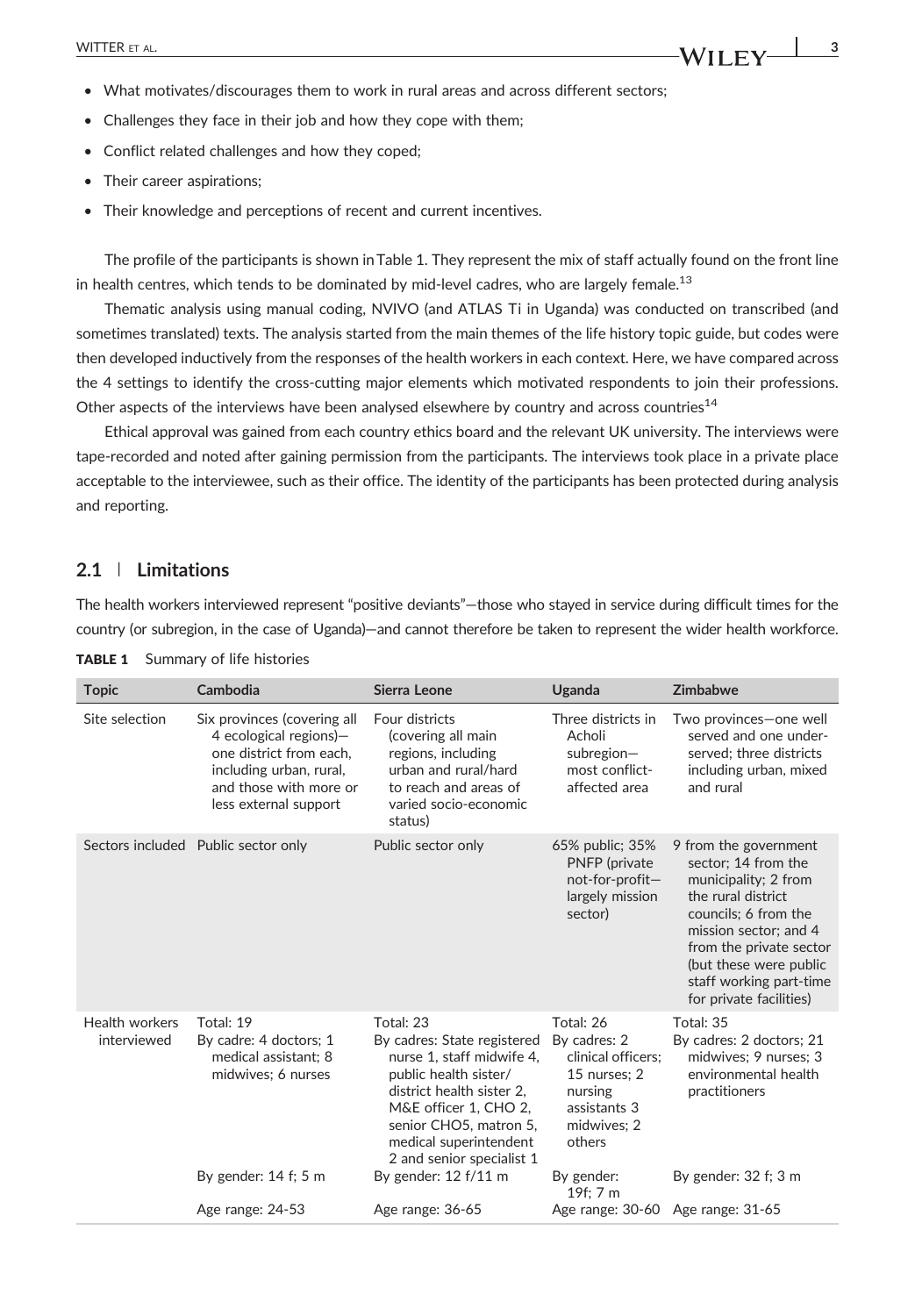- What motivates/discourages them to work in rural areas and across different sectors;
- Challenges they face in their job and how they cope with them;
- Conflict related challenges and how they coped;
- Their career aspirations;
- Their knowledge and perceptions of recent and current incentives.

The profile of the participants is shown in Table 1. They represent the mix of staff actually found on the front line in health centres, which tends to be dominated by mid-level cadres, who are largely female.[13]

Thematic analysis using manual coding, NVIVO (and ATLAS Ti in Uganda) was conducted on transcribed (and sometimes translated) texts. The analysis started from the main themes of the life history topic guide, but codes were then developed inductively from the responses of the health workers in each context. Here, we have compared across the 4 settings to identify the cross-cutting major elements which motivated respondents to join their professions. Other aspects of the interviews have been analysed elsewhere by country and across countries[14]

Ethical approval was gained from each country ethics board and the relevant UK university. The interviews were tape-recorded and noted after gaining permission from the participants. The interviews took place in a private place acceptable to the interviewee, such as their office. The identity of the participants has been protected during analysis and reporting.

## 2.1 | Limitations

The health workers interviewed represent "positive deviants"—those who stayed in service during difficult times for the country (or subregion, in the case of Uganda)—and cannot therefore be taken to represent the wider health workforce.

**TABLE 1** Summary of life histories

| Topic | Cambodia | Sierra Leone | Uganda | Zimbabwe |
|---|---|---|---|---|
| Site selection | Six provinces (covering all 4 ecological regions)—one district from each, including urban, rural, and those with more or less external support | Four districts (covering all main regions, including urban and rural/hard to reach and areas of varied socio-economic status) | Three districts in Acholi subregion—most conflict-affected area | Two provinces—one well served and one under-served; three districts including urban, mixed and rural |
| Sectors included | Public sector only | Public sector only | 65% public; 35% PNFP (private not-for-profit—largely mission sector) | 9 from the government sector; 14 from the municipality; 2 from the rural district councils; 6 from the mission sector; and 4 from the private sector (but these were public staff working part-time for private facilities) |
| Health workers interviewed | Total: 19<br>By cadre: 4 doctors; 1 medical assistant; 8 midwives; 6 nurses | Total: 23<br>By cadres: State registered nurse 1, staff midwife 4, public health sister/district health sister 2, M&E officer 1, CHO 2, senior CHO5, matron 5, medical superintendent 2 and senior specialist 1 | Total: 26<br>By cadres: 2 clinical officers; 15 nurses; 2 nursing assistants 3 midwives; 2 others | Total: 35<br>By cadres: 2 doctors; 21 midwives; 9 nurses; 3 environmental health practitioners |
| | By gender: 14 f; 5 m | By gender: 12 f/11 m | By gender: 19f; 7 m | By gender: 32 f; 3 m |
| | Age range: 24-53 | Age range: 36-65 | Age range: 30-60 | Age range: 31-65 |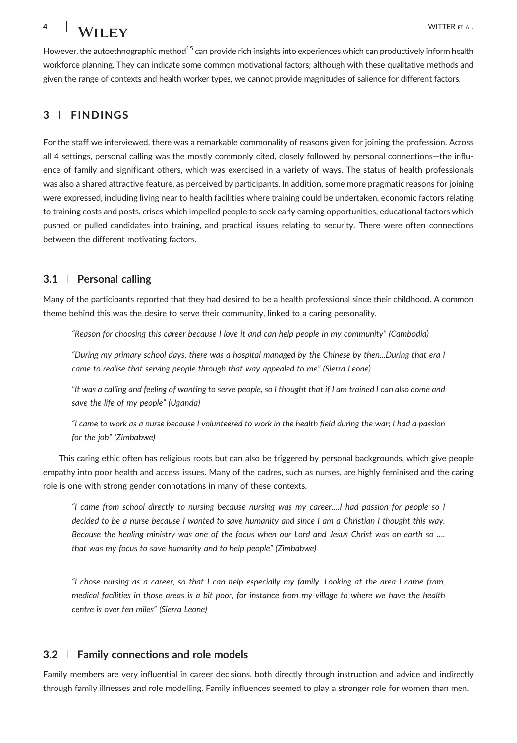However, the autoethnographic method[15] can provide rich insights into experiences which can productively inform health workforce planning. They can indicate some common motivational factors; although with these qualitative methods and given the range of contexts and health worker types, we cannot provide magnitudes of salience for different factors.

## 3 | FINDINGS

For the staff we interviewed, there was a remarkable commonality of reasons given for joining the profession. Across all 4 settings, personal calling was the mostly commonly cited, closely followed by personal connections—the influence of family and significant others, which was exercised in a variety of ways. The status of health professionals was also a shared attractive feature, as perceived by participants. In addition, some more pragmatic reasons for joining were expressed, including living near to health facilities where training could be undertaken, economic factors relating to training costs and posts, crises which impelled people to seek early earning opportunities, educational factors which pushed or pulled candidates into training, and practical issues relating to security. There were often connections between the different motivating factors.

### 3.1 | Personal calling

Many of the participants reported that they had desired to be a health professional since their childhood. A common theme behind this was the desire to serve their community, linked to a caring personality.

> *"Reason for choosing this career because I love it and can help people in my community" (Cambodia)*

> *"During my primary school days, there was a hospital managed by the Chinese by then…During that era I came to realise that serving people through that way appealed to me" (Sierra Leone)*

> *"It was a calling and feeling of wanting to serve people, so I thought that if I am trained I can also come and save the life of my people" (Uganda)*

> *"I came to work as a nurse because I volunteered to work in the health field during the war; I had a passion for the job" (Zimbabwe)*

This caring ethic often has religious roots but can also be triggered by personal backgrounds, which give people empathy into poor health and access issues. Many of the cadres, such as nurses, are highly feminised and the caring role is one with strong gender connotations in many of these contexts.

> *"I came from school directly to nursing because nursing was my career….I had passion for people so I decided to be a nurse because I wanted to save humanity and since I am a Christian I thought this way. Because the healing ministry was one of the focus when our Lord and Jesus Christ was on earth so …. that was my focus to save humanity and to help people" (Zimbabwe)*

> *"I chose nursing as a career, so that I can help especially my family. Looking at the area I came from, medical facilities in those areas is a bit poor, for instance from my village to where we have the health centre is over ten miles" (Sierra Leone)*

### 3.2 | Family connections and role models

Family members are very influential in career decisions, both directly through instruction and advice and indirectly through family illnesses and role modelling. Family influences seemed to play a stronger role for women than men.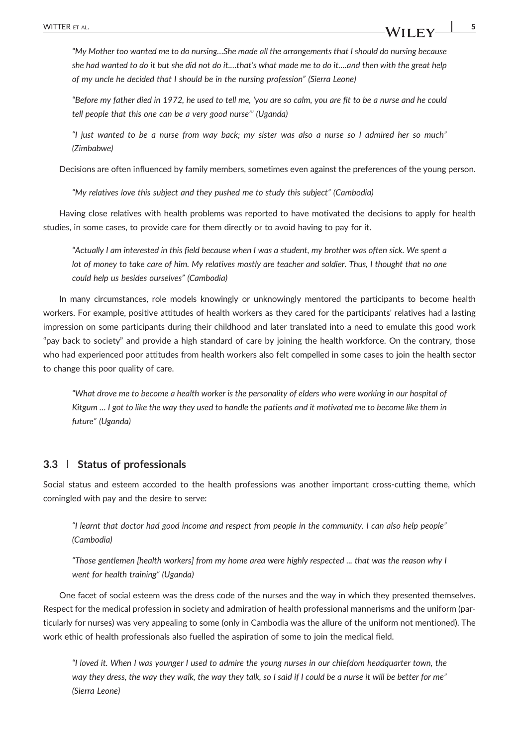*"My Mother too wanted me to do nursing…She made all the arrangements that I should do nursing because she had wanted to do it but she did not do it….that's what made me to do it….and then with the great help of my uncle he decided that I should be in the nursing profession" (Sierra Leone)*

*"Before my father died in 1972, he used to tell me, 'you are so calm, you are fit to be a nurse and he could tell people that this one can be a very good nurse'" (Uganda)*

*"I just wanted to be a nurse from way back; my sister was also a nurse so I admired her so much" (Zimbabwe)*

Decisions are often influenced by family members, sometimes even against the preferences of the young person.

*"My relatives love this subject and they pushed me to study this subject" (Cambodia)*

Having close relatives with health problems was reported to have motivated the decisions to apply for health studies, in some cases, to provide care for them directly or to avoid having to pay for it.

*"Actually I am interested in this field because when I was a student, my brother was often sick. We spent a lot of money to take care of him. My relatives mostly are teacher and soldier. Thus, I thought that no one could help us besides ourselves" (Cambodia)*

In many circumstances, role models knowingly or unknowingly mentored the participants to become health workers. For example, positive attitudes of health workers as they cared for the participants' relatives had a lasting impression on some participants during their childhood and later translated into a need to emulate this good work "pay back to society" and provide a high standard of care by joining the health workforce. On the contrary, those who had experienced poor attitudes from health workers also felt compelled in some cases to join the health sector to change this poor quality of care.

*"What drove me to become a health worker is the personality of elders who were working in our hospital of Kitgum … I got to like the way they used to handle the patients and it motivated me to become like them in future" (Uganda)*

### 3.3 | Status of professionals

Social status and esteem accorded to the health professions was another important cross-cutting theme, which comingled with pay and the desire to serve:

*"I learnt that doctor had good income and respect from people in the community. I can also help people" (Cambodia)*

*"Those gentlemen [health workers] from my home area were highly respected ... that was the reason why I went for health training" (Uganda)*

One facet of social esteem was the dress code of the nurses and the way in which they presented themselves. Respect for the medical profession in society and admiration of health professional mannerisms and the uniform (particularly for nurses) was very appealing to some (only in Cambodia was the allure of the uniform not mentioned). The work ethic of health professionals also fuelled the aspiration of some to join the medical field.

*"I loved it. When I was younger I used to admire the young nurses in our chiefdom headquarter town, the way they dress, the way they walk, the way they talk, so I said if I could be a nurse it will be better for me" (Sierra Leone)*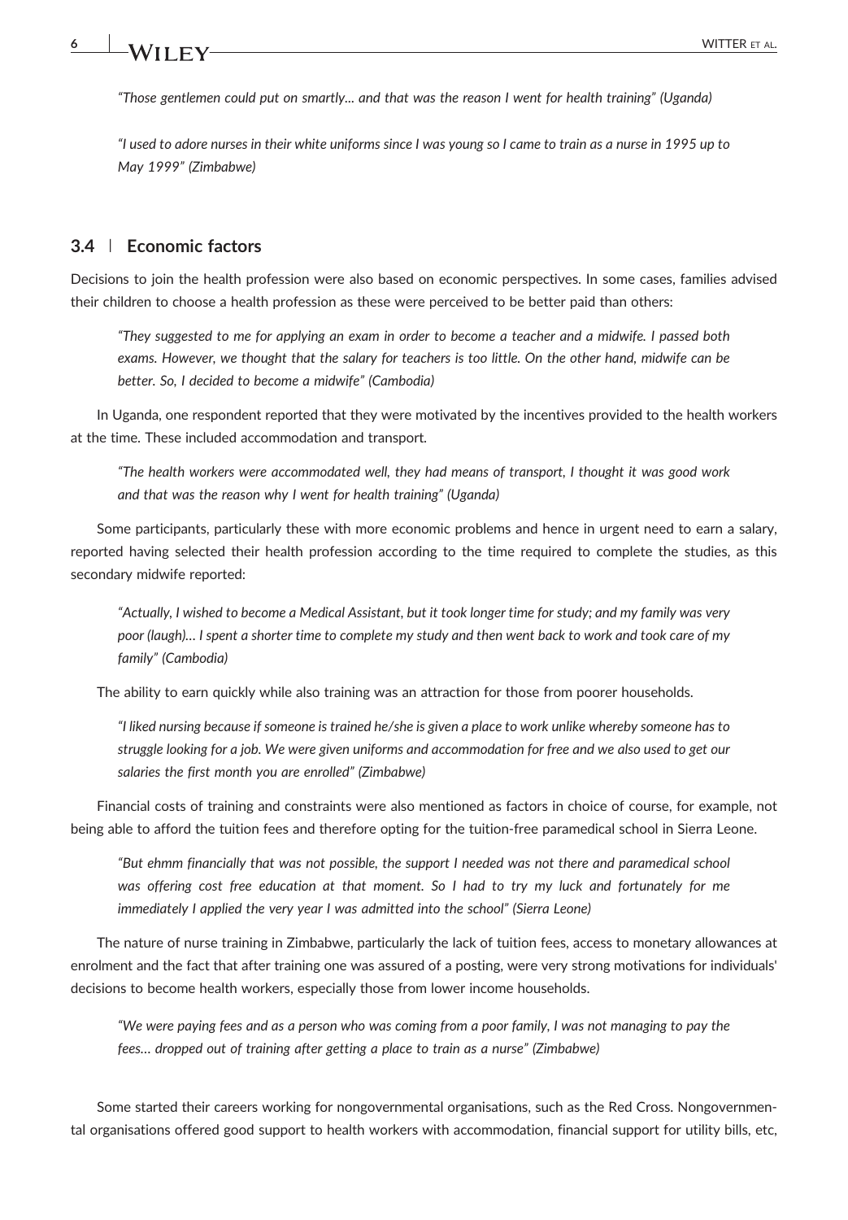*"Those gentlemen could put on smartly... and that was the reason I went for health training" (Uganda)*

*"I used to adore nurses in their white uniforms since I was young so I came to train as a nurse in 1995 up to May 1999" (Zimbabwe)*

### 3.4 | Economic factors

Decisions to join the health profession were also based on economic perspectives. In some cases, families advised their children to choose a health profession as these were perceived to be better paid than others:

> *"They suggested to me for applying an exam in order to become a teacher and a midwife. I passed both exams. However, we thought that the salary for teachers is too little. On the other hand, midwife can be better. So, I decided to become a midwife" (Cambodia)*

In Uganda, one respondent reported that they were motivated by the incentives provided to the health workers at the time. These included accommodation and transport.

> *"The health workers were accommodated well, they had means of transport, I thought it was good work and that was the reason why I went for health training" (Uganda)*

Some participants, particularly these with more economic problems and hence in urgent need to earn a salary, reported having selected their health profession according to the time required to complete the studies, as this secondary midwife reported:

> *"Actually, I wished to become a Medical Assistant, but it took longer time for study; and my family was very poor (laugh)... I spent a shorter time to complete my study and then went back to work and took care of my family" (Cambodia)*

The ability to earn quickly while also training was an attraction for those from poorer households.

> *"I liked nursing because if someone is trained he/she is given a place to work unlike whereby someone has to struggle looking for a job. We were given uniforms and accommodation for free and we also used to get our salaries the first month you are enrolled" (Zimbabwe)*

Financial costs of training and constraints were also mentioned as factors in choice of course, for example, not being able to afford the tuition fees and therefore opting for the tuition-free paramedical school in Sierra Leone.

> *"But ehmm financially that was not possible, the support I needed was not there and paramedical school was offering cost free education at that moment. So I had to try my luck and fortunately for me immediately I applied the very year I was admitted into the school" (Sierra Leone)*

The nature of nurse training in Zimbabwe, particularly the lack of tuition fees, access to monetary allowances at enrolment and the fact that after training one was assured of a posting, were very strong motivations for individuals' decisions to become health workers, especially those from lower income households.

> *"We were paying fees and as a person who was coming from a poor family, I was not managing to pay the fees... dropped out of training after getting a place to train as a nurse" (Zimbabwe)*

Some started their careers working for nongovernmental organisations, such as the Red Cross. Nongovernmental organisations offered good support to health workers with accommodation, financial support for utility bills, etc,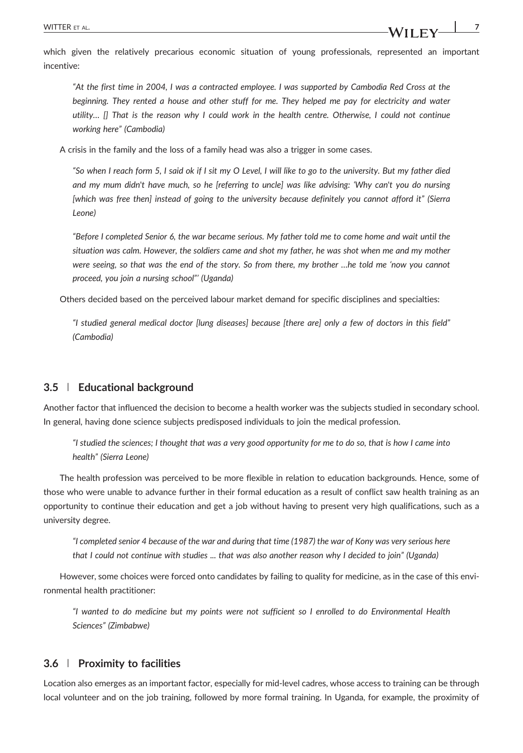which given the relatively precarious economic situation of young professionals, represented an important incentive:

> *"At the first time in 2004, I was a contracted employee. I was supported by Cambodia Red Cross at the beginning. They rented a house and other stuff for me. They helped me pay for electricity and water utility… [] That is the reason why I could work in the health centre. Otherwise, I could not continue working here" (Cambodia)*

A crisis in the family and the loss of a family head was also a trigger in some cases.

> *"So when I reach form 5, I said ok if I sit my O Level, I will like to go to the university. But my father died and my mum didn't have much, so he [referring to uncle] was like advising: 'Why can't you do nursing [which was free then] instead of going to the university because definitely you cannot afford it" (Sierra Leone)*

> *"Before I completed Senior 6, the war became serious. My father told me to come home and wait until the situation was calm. However, the soldiers came and shot my father, he was shot when me and my mother were seeing, so that was the end of the story. So from there, my brother …he told me 'now you cannot proceed, you join a nursing school"' (Uganda)*

Others decided based on the perceived labour market demand for specific disciplines and specialties:

> *"I studied general medical doctor [lung diseases] because [there are] only a few of doctors in this field" (Cambodia)*

### 3.5 | Educational background

Another factor that influenced the decision to become a health worker was the subjects studied in secondary school. In general, having done science subjects predisposed individuals to join the medical profession.

> *"I studied the sciences; I thought that was a very good opportunity for me to do so, that is how I came into health" (Sierra Leone)*

The health profession was perceived to be more flexible in relation to education backgrounds. Hence, some of those who were unable to advance further in their formal education as a result of conflict saw health training as an opportunity to continue their education and get a job without having to present very high qualifications, such as a university degree.

> *"I completed senior 4 because of the war and during that time (1987) the war of Kony was very serious here that I could not continue with studies ... that was also another reason why I decided to join" (Uganda)*

However, some choices were forced onto candidates by failing to quality for medicine, as in the case of this environmental health practitioner:

> *"I wanted to do medicine but my points were not sufficient so I enrolled to do Environmental Health Sciences" (Zimbabwe)*

### 3.6 | Proximity to facilities

Location also emerges as an important factor, especially for mid-level cadres, whose access to training can be through local volunteer and on the job training, followed by more formal training. In Uganda, for example, the proximity of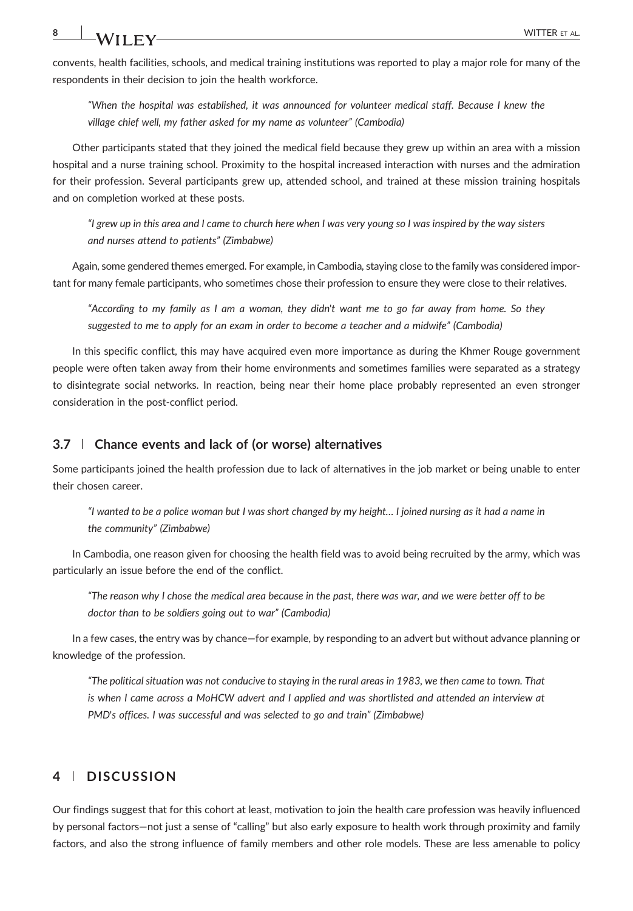convents, health facilities, schools, and medical training institutions was reported to play a major role for many of the respondents in their decision to join the health workforce.

> *"When the hospital was established, it was announced for volunteer medical staff. Because I knew the village chief well, my father asked for my name as volunteer" (Cambodia)*

Other participants stated that they joined the medical field because they grew up within an area with a mission hospital and a nurse training school. Proximity to the hospital increased interaction with nurses and the admiration for their profession. Several participants grew up, attended school, and trained at these mission training hospitals and on completion worked at these posts.

> *"I grew up in this area and I came to church here when I was very young so I was inspired by the way sisters and nurses attend to patients" (Zimbabwe)*

Again, some gendered themes emerged. For example, in Cambodia, staying close to the family was considered important for many female participants, who sometimes chose their profession to ensure they were close to their relatives.

> *"According to my family as I am a woman, they didn't want me to go far away from home. So they suggested to me to apply for an exam in order to become a teacher and a midwife" (Cambodia)*

In this specific conflict, this may have acquired even more importance as during the Khmer Rouge government people were often taken away from their home environments and sometimes families were separated as a strategy to disintegrate social networks. In reaction, being near their home place probably represented an even stronger consideration in the post-conflict period.

### 3.7 | Chance events and lack of (or worse) alternatives

Some participants joined the health profession due to lack of alternatives in the job market or being unable to enter their chosen career.

> *"I wanted to be a police woman but I was short changed by my height… I joined nursing as it had a name in the community" (Zimbabwe)*

In Cambodia, one reason given for choosing the health field was to avoid being recruited by the army, which was particularly an issue before the end of the conflict.

> *"The reason why I chose the medical area because in the past, there was war, and we were better off to be doctor than to be soldiers going out to war" (Cambodia)*

In a few cases, the entry was by chance—for example, by responding to an advert but without advance planning or knowledge of the profession.

> *"The political situation was not conducive to staying in the rural areas in 1983, we then came to town. That is when I came across a MoHCW advert and I applied and was shortlisted and attended an interview at PMD's offices. I was successful and was selected to go and train" (Zimbabwe)*

## 4 | DISCUSSION

Our findings suggest that for this cohort at least, motivation to join the health care profession was heavily influenced by personal factors—not just a sense of "calling" but also early exposure to health work through proximity and family factors, and also the strong influence of family members and other role models. These are less amenable to policy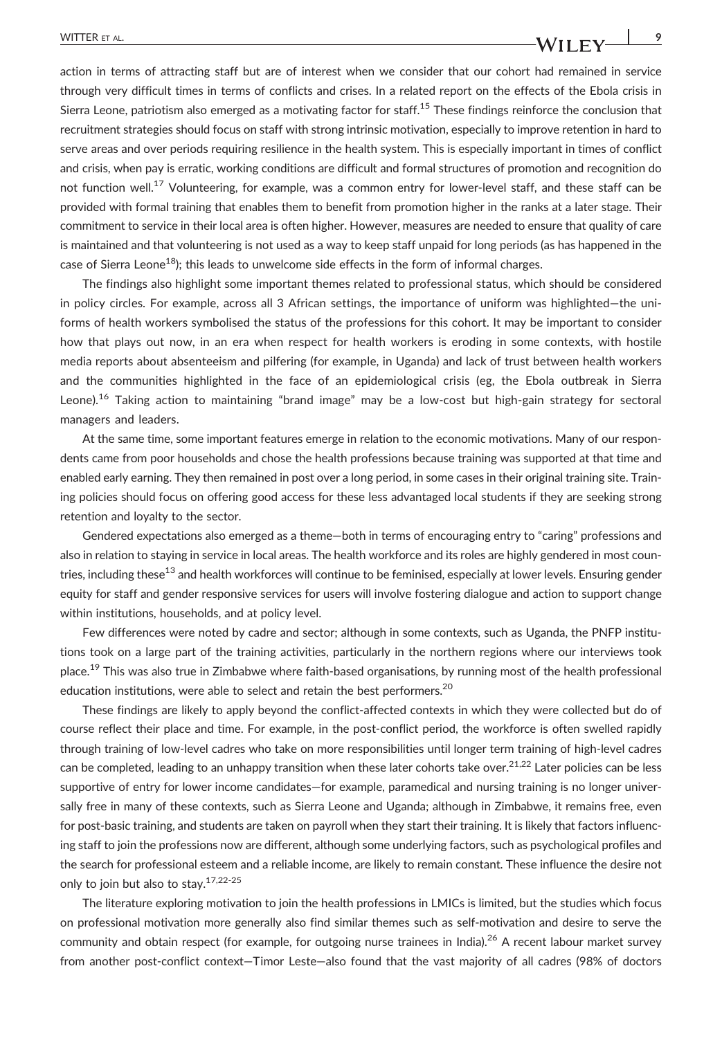action in terms of attracting staff but are of interest when we consider that our cohort had remained in service through very difficult times in terms of conflicts and crises. In a related report on the effects of the Ebola crisis in Sierra Leone, patriotism also emerged as a motivating factor for staff.[15] These findings reinforce the conclusion that recruitment strategies should focus on staff with strong intrinsic motivation, especially to improve retention in hard to serve areas and over periods requiring resilience in the health system. This is especially important in times of conflict and crisis, when pay is erratic, working conditions are difficult and formal structures of promotion and recognition do not function well.[17] Volunteering, for example, was a common entry for lower-level staff, and these staff can be provided with formal training that enables them to benefit from promotion higher in the ranks at a later stage. Their commitment to service in their local area is often higher. However, measures are needed to ensure that quality of care is maintained and that volunteering is not used as a way to keep staff unpaid for long periods (as has happened in the case of Sierra Leone[18]); this leads to unwelcome side effects in the form of informal charges.

The findings also highlight some important themes related to professional status, which should be considered in policy circles. For example, across all 3 African settings, the importance of uniform was highlighted—the uniforms of health workers symbolised the status of the professions for this cohort. It may be important to consider how that plays out now, in an era when respect for health workers is eroding in some contexts, with hostile media reports about absenteeism and pilfering (for example, in Uganda) and lack of trust between health workers and the communities highlighted in the face of an epidemiological crisis (eg, the Ebola outbreak in Sierra Leone).[16] Taking action to maintaining "brand image" may be a low-cost but high-gain strategy for sectoral managers and leaders.

At the same time, some important features emerge in relation to the economic motivations. Many of our respondents came from poor households and chose the health professions because training was supported at that time and enabled early earning. They then remained in post over a long period, in some cases in their original training site. Training policies should focus on offering good access for these less advantaged local students if they are seeking strong retention and loyalty to the sector.

Gendered expectations also emerged as a theme—both in terms of encouraging entry to "caring" professions and also in relation to staying in service in local areas. The health workforce and its roles are highly gendered in most countries, including these[13] and health workforces will continue to be feminised, especially at lower levels. Ensuring gender equity for staff and gender responsive services for users will involve fostering dialogue and action to support change within institutions, households, and at policy level.

Few differences were noted by cadre and sector; although in some contexts, such as Uganda, the PNFP institutions took on a large part of the training activities, particularly in the northern regions where our interviews took place.[19] This was also true in Zimbabwe where faith-based organisations, by running most of the health professional education institutions, were able to select and retain the best performers.[20]

These findings are likely to apply beyond the conflict-affected contexts in which they were collected but do of course reflect their place and time. For example, in the post-conflict period, the workforce is often swelled rapidly through training of low-level cadres who take on more responsibilities until longer term training of high-level cadres can be completed, leading to an unhappy transition when these later cohorts take over.[21,22] Later policies can be less supportive of entry for lower income candidates—for example, paramedical and nursing training is no longer universally free in many of these contexts, such as Sierra Leone and Uganda; although in Zimbabwe, it remains free, even for post-basic training, and students are taken on payroll when they start their training. It is likely that factors influencing staff to join the professions now are different, although some underlying factors, such as psychological profiles and the search for professional esteem and a reliable income, are likely to remain constant. These influence the desire not only to join but also to stay.[17,22-25]

The literature exploring motivation to join the health professions in LMICs is limited, but the studies which focus on professional motivation more generally also find similar themes such as self-motivation and desire to serve the community and obtain respect (for example, for outgoing nurse trainees in India).[26] A recent labour market survey from another post-conflict context—Timor Leste—also found that the vast majority of all cadres (98% of doctors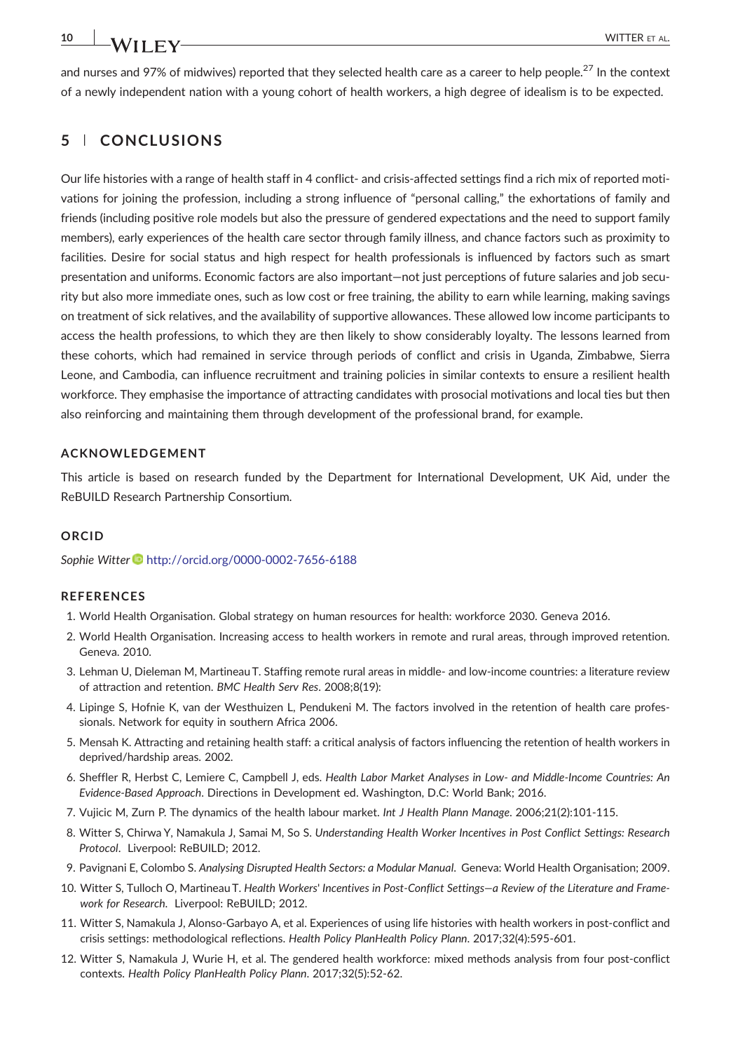and nurses and 97% of midwives) reported that they selected health care as a career to help people.[27] In the context of a newly independent nation with a young cohort of health workers, a high degree of idealism is to be expected.

## 5 | CONCLUSIONS

Our life histories with a range of health staff in 4 conflict- and crisis-affected settings find a rich mix of reported motivations for joining the profession, including a strong influence of "personal calling," the exhortations of family and friends (including positive role models but also the pressure of gendered expectations and the need to support family members), early experiences of the health care sector through family illness, and chance factors such as proximity to facilities. Desire for social status and high respect for health professionals is influenced by factors such as smart presentation and uniforms. Economic factors are also important—not just perceptions of future salaries and job security but also more immediate ones, such as low cost or free training, the ability to earn while learning, making savings on treatment of sick relatives, and the availability of supportive allowances. These allowed low income participants to access the health professions, to which they are then likely to show considerably loyalty. The lessons learned from these cohorts, which had remained in service through periods of conflict and crisis in Uganda, Zimbabwe, Sierra Leone, and Cambodia, can influence recruitment and training policies in similar contexts to ensure a resilient health workforce. They emphasise the importance of attracting candidates with prosocial motivations and local ties but then also reinforcing and maintaining them through development of the professional brand, for example.

### ACKNOWLEDGEMENT

This article is based on research funded by the Department for International Development, UK Aid, under the ReBUILD Research Partnership Consortium.

### ORCID

*Sophie Witter* http://orcid.org/0000-0002-7656-6188

### REFERENCES

1. World Health Organisation. Global strategy on human resources for health: workforce 2030. Geneva 2016.
2. World Health Organisation. Increasing access to health workers in remote and rural areas, through improved retention. Geneva. 2010.
3. Lehman U, Dieleman M, Martineau T. Staffing remote rural areas in middle- and low-income countries: a literature review of attraction and retention. *BMC Health Serv Res*. 2008;8(19):
4. Lipinge S, Hofnie K, van der Westhuizen L, Pendukeni M. The factors involved in the retention of health care professionals. Network for equity in southern Africa 2006.
5. Mensah K. Attracting and retaining health staff: a critical analysis of factors influencing the retention of health workers in deprived/hardship areas. 2002.
6. Sheffler R, Herbst C, Lemiere C, Campbell J, eds. *Health Labor Market Analyses in Low- and Middle-Income Countries: An Evidence-Based Approach*. Directions in Development ed. Washington, D.C: World Bank; 2016.
7. Vujicic M, Zurn P. The dynamics of the health labour market. *Int J Health Plann Manage*. 2006;21(2):101-115.
8. Witter S, Chirwa Y, Namakula J, Samai M, So S. *Understanding Health Worker Incentives in Post Conflict Settings: Research Protocol*. Liverpool: ReBUILD; 2012.
9. Pavignani E, Colombo S. *Analysing Disrupted Health Sectors: a Modular Manual*. Geneva: World Health Organisation; 2009.
10. Witter S, Tulloch O, Martineau T. *Health Workers' Incentives in Post-Conflict Settings—a Review of the Literature and Framework for Research*. Liverpool: ReBUILD; 2012.
11. Witter S, Namakula J, Alonso-Garbayo A, et al. Experiences of using life histories with health workers in post-conflict and crisis settings: methodological reflections. *Health Policy PlanHealth Policy Plann*. 2017;32(4):595-601.
12. Witter S, Namakula J, Wurie H, et al. The gendered health workforce: mixed methods analysis from four post-conflict contexts. *Health Policy PlanHealth Policy Plann*. 2017;32(5):52-62.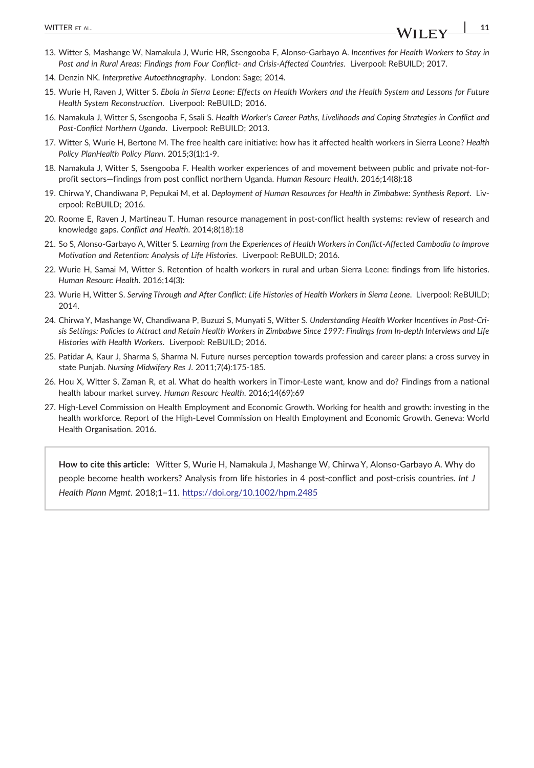13. Witter S, Mashange W, Namakula J, Wurie HR, Ssengooba F, Alonso-Garbayo A. *Incentives for Health Workers to Stay in Post and in Rural Areas: Findings from Four Conflict- and Crisis-Affected Countries*. Liverpool: ReBUILD; 2017.
14. Denzin NK. *Interpretive Autoethnography*. London: Sage; 2014.
15. Wurie H, Raven J, Witter S. *Ebola in Sierra Leone: Effects on Health Workers and the Health System and Lessons for Future Health System Reconstruction*. Liverpool: ReBUILD; 2016.
16. Namakula J, Witter S, Ssengooba F, Ssali S. *Health Worker's Career Paths, Livelihoods and Coping Strategies in Conflict and Post-Conflict Northern Uganda*. Liverpool: ReBUILD; 2013.
17. Witter S, Wurie H, Bertone M. The free health care initiative: how has it affected health workers in Sierra Leone? *Health Policy PlanHealth Policy Plann*. 2015;3(1):1-9.
18. Namakula J, Witter S, Ssengooba F. Health worker experiences of and movement between public and private not-for-profit sectors—findings from post conflict northern Uganda. *Human Resourc Health*. 2016;14(8):18
19. Chirwa Y, Chandiwana P, Pepukai M, et al. *Deployment of Human Resources for Health in Zimbabwe: Synthesis Report*. Liverpool: ReBUILD; 2016.
20. Roome E, Raven J, Martineau T. Human resource management in post-conflict health systems: review of research and knowledge gaps. *Conflict and Health*. 2014;8(18):18
21. So S, Alonso-Garbayo A, Witter S. *Learning from the Experiences of Health Workers in Conflict-Affected Cambodia to Improve Motivation and Retention: Analysis of Life Histories*. Liverpool: ReBUILD; 2016.
22. Wurie H, Samai M, Witter S. Retention of health workers in rural and urban Sierra Leone: findings from life histories. *Human Resourc Health*. 2016;14(3):
23. Wurie H, Witter S. *Serving Through and After Conflict: Life Histories of Health Workers in Sierra Leone*. Liverpool: ReBUILD; 2014.
24. Chirwa Y, Mashange W, Chandiwana P, Buzuzi S, Munyati S, Witter S. *Understanding Health Worker Incentives in Post-Crisis Settings: Policies to Attract and Retain Health Workers in Zimbabwe Since 1997: Findings from In-depth Interviews and Life Histories with Health Workers*. Liverpool: ReBUILD; 2016.
25. Patidar A, Kaur J, Sharma S, Sharma N. Future nurses perception towards profession and career plans: a cross survey in state Punjab. *Nursing Midwifery Res J*. 2011;7(4):175-185.
26. Hou X, Witter S, Zaman R, et al. What do health workers in Timor-Leste want, know and do? Findings from a national health labour market survey. *Human Resourc Health*. 2016;14(69):69
27. High-Level Commission on Health Employment and Economic Growth. Working for health and growth: investing in the health workforce. Report of the High-Level Commission on Health Employment and Economic Growth. Geneva: World Health Organisation. 2016.

**How to cite this article:** Witter S, Wurie H, Namakula J, Mashange W, Chirwa Y, Alonso-Garbayo A. Why do people become health workers? Analysis from life histories in 4 post-conflict and post-crisis countries. *Int J Health Plann Mgmt*. 2018;1–11. https://doi.org/10.1002/hpm.2485